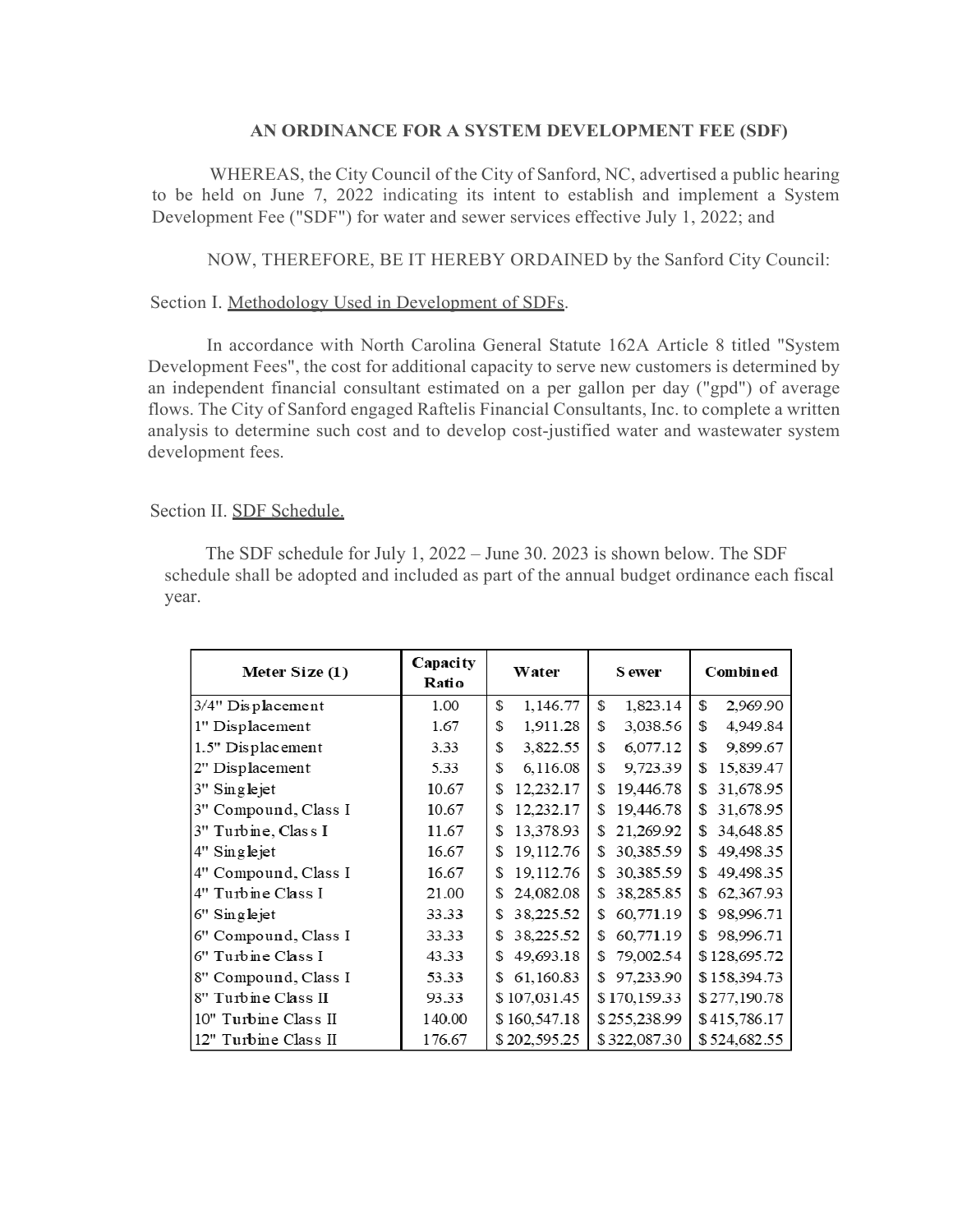## AN ORDINANCE FOR A SYSTEM DEVELOPMENT FEE (SDF)

WHEREAS, the City Council of the City of Sanford, NC, advertised a public hearing to be held on June 7, 2022 indicating its intent to establish and implement a System Development Fee ("SDF") for water and sewer services effective July 1, 2022; and

NOW, THEREFORE, BE IT HEREBY ORDAINED by the Sanford City Council:

Section I. Methodology Used in Development of SDFs.

In accordance with North Carolina General Statute 162A Article 8 titled "System Development Fees", the cost for additional capacity to serve new customers is determined by an independent financial consultant estimated on a per gallon per day ("gpd") of average flows. The City of Sanford engaged Raftelis Financial Consultants, Inc. to complete a written analysis to determine such cost and to develop cost-justified water and wastewater system development fees.

Section II. SDF Schedule.

The SDF schedule for July 1, 2022 – June 30. 2023 is shown below. The SDF schedule shall be adopted and included as part of the annual budget ordinance each fiscal year.

| Meter Size (1) | Capacity Ratio | Water | Sewer | Combined |
|---|---|---|---|---|
| 3/4" Displacement | 1.00 | $ 1,146.77 | $ 1,823.14 | $ 2,969.90 |
| 1" Displacement | 1.67 | $ 1,911.28 | $ 3,038.56 | $ 4,949.84 |
| 1.5" Displacement | 3.33 | $ 3,822.55 | $ 6,077.12 | $ 9,899.67 |
| 2" Displacement | 5.33 | $ 6,116.08 | $ 9,723.39 | $ 15,839.47 |
| 3" Singlejet | 10.67 | $ 12,232.17 | $ 19,446.78 | $ 31,678.95 |
| 3" Compound, Class I | 10.67 | $ 12,232.17 | $ 19,446.78 | $ 31,678.95 |
| 3" Turbine, Class I | 11.67 | $ 13,378.93 | $ 21,269.92 | $ 34,648.85 |
| 4" Singlejet | 16.67 | $ 19,112.76 | $ 30,385.59 | $ 49,498.35 |
| 4" Compound, Class I | 16.67 | $ 19,112.76 | $ 30,385.59 | $ 49,498.35 |
| 4" Turbine Class I | 21.00 | $ 24,082.08 | $ 38,285.85 | $ 62,367.93 |
| 6" Singlejet | 33.33 | $ 38,225.52 | $ 60,771.19 | $ 98,996.71 |
| 6" Compound, Class I | 33.33 | $ 38,225.52 | $ 60,771.19 | $ 98,996.71 |
| 6" Turbine Class I | 43.33 | $ 49,693.18 | $ 79,002.54 | $128,695.72 |
| 8" Compound, Class I | 53.33 | $ 61,160.83 | $ 97,233.90 | $158,394.73 |
| 8" Turbine Class II | 93.33 | $107,031.45 | $170,159.33 | $277,190.78 |
| 10" Turbine Class II | 140.00 | $160,547.18 | $255,238.99 | $415,786.17 |
| 12" Turbine Class II | 176.67 | $202,595.25 | $322,087.30 | $524,682.55 |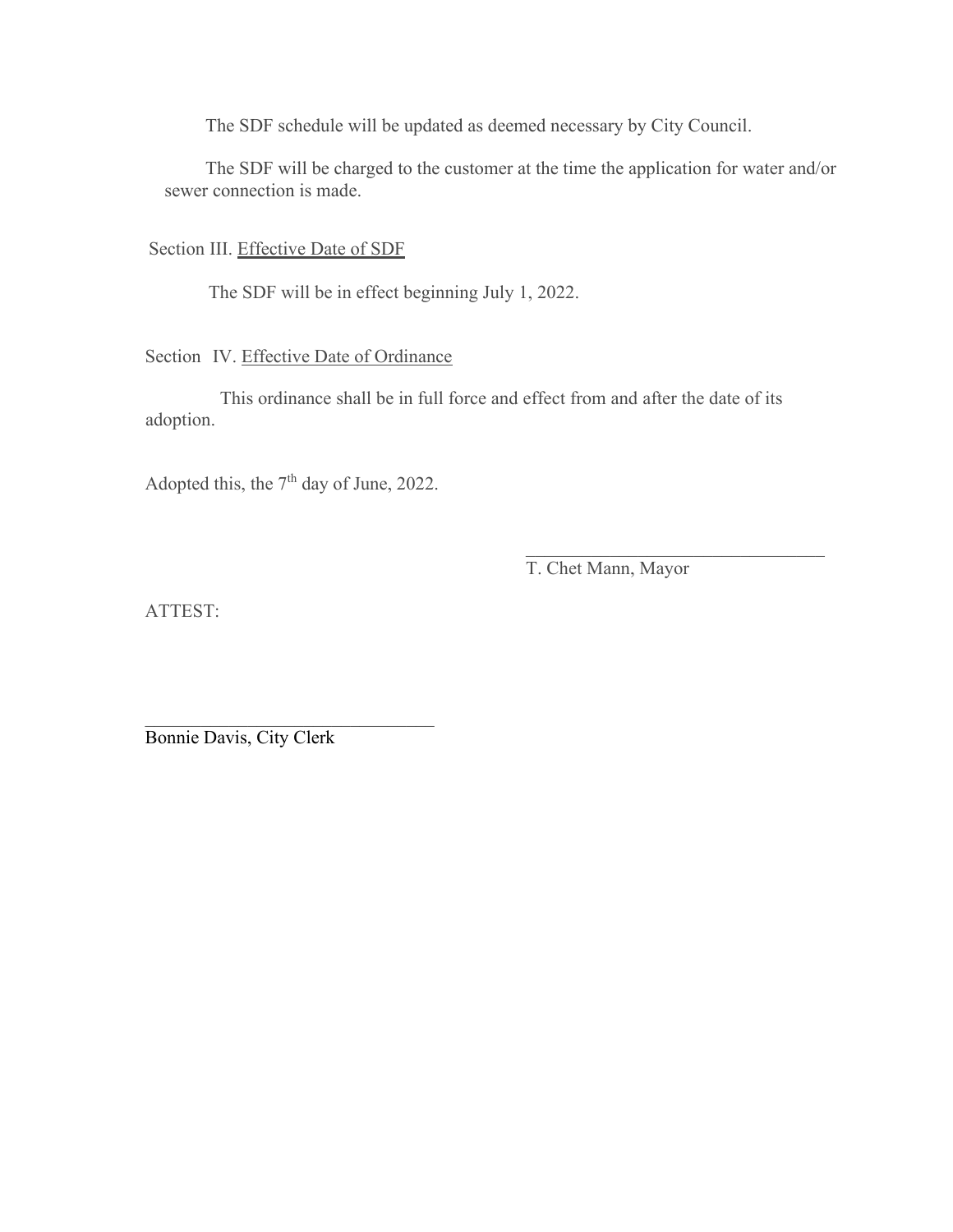The SDF schedule will be updated as deemed necessary by City Council.

The SDF will be charged to the customer at the time the application for water and/or sewer connection is made.

Section III. Effective Date of SDF

The SDF will be in effect beginning July 1, 2022.

Section IV. Effective Date of Ordinance

This ordinance shall be in full force and effect from and after the date of its adoption.

Adopted this, the 7th day of June, 2022.

\_\_\_\_\_\_\_\_\_\_\_\_\_\_\_\_\_\_\_\_\_\_\_\_\_\_\_\_\_\_\_\_

T. Chet Mann, Mayor

ATTEST:

\_\_\_\_\_\_\_\_\_\_\_\_\_\_\_\_\_\_\_\_\_\_\_\_\_\_\_\_\_\_\_\_

Bonnie Davis, City Clerk